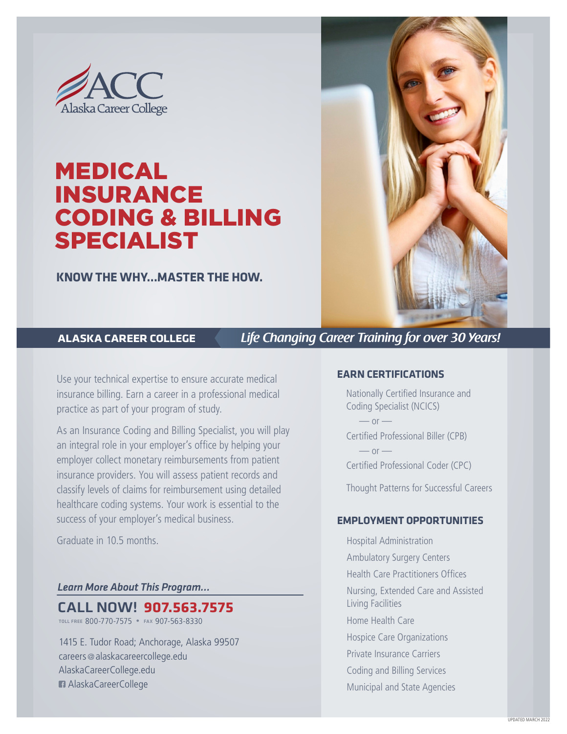ACC
Alaska Career College

# MEDICAL INSURANCE CODING & BILLING SPECIALIST

**KNOW THE WHY...MASTER THE HOW.**

**ALASKA CAREER COLLEGE** *Life Changing Career Training for over 30 Years!*

Use your technical expertise to ensure accurate medical insurance billing. Earn a career in a professional medical practice as part of your program of study.

As an Insurance Coding and Billing Specialist, you will play an integral role in your employer's office by helping your employer collect monetary reimbursements from patient insurance providers. You will assess patient records and classify levels of claims for reimbursement using detailed healthcare coding systems. Your work is essential to the success of your employer's medical business.

Graduate in 10.5 months.

*Learn More About This Program...*

**CALL NOW! 907.563.7575**

TOLL FREE 800-770-7575 • FAX 907-563-8330

1415 E. Tudor Road; Anchorage, Alaska 99507
careers@alaskacareercollege.edu
AlaskaCareerCollege.edu
AlaskaCareerCollege

## EARN CERTIFICATIONS

Nationally Certified Insurance and Coding Specialist (NCICS)

— or —

Certified Professional Biller (CPB)

— or —

Certified Professional Coder (CPC)

Thought Patterns for Successful Careers

## EMPLOYMENT OPPORTUNITIES

- Hospital Administration
- Ambulatory Surgery Centers
- Health Care Practitioners Offices
- Nursing, Extended Care and Assisted Living Facilities
- Home Health Care
- Hospice Care Organizations
- Private Insurance Carriers
- Coding and Billing Services
- Municipal and State Agencies

UPDATED MARCH 2022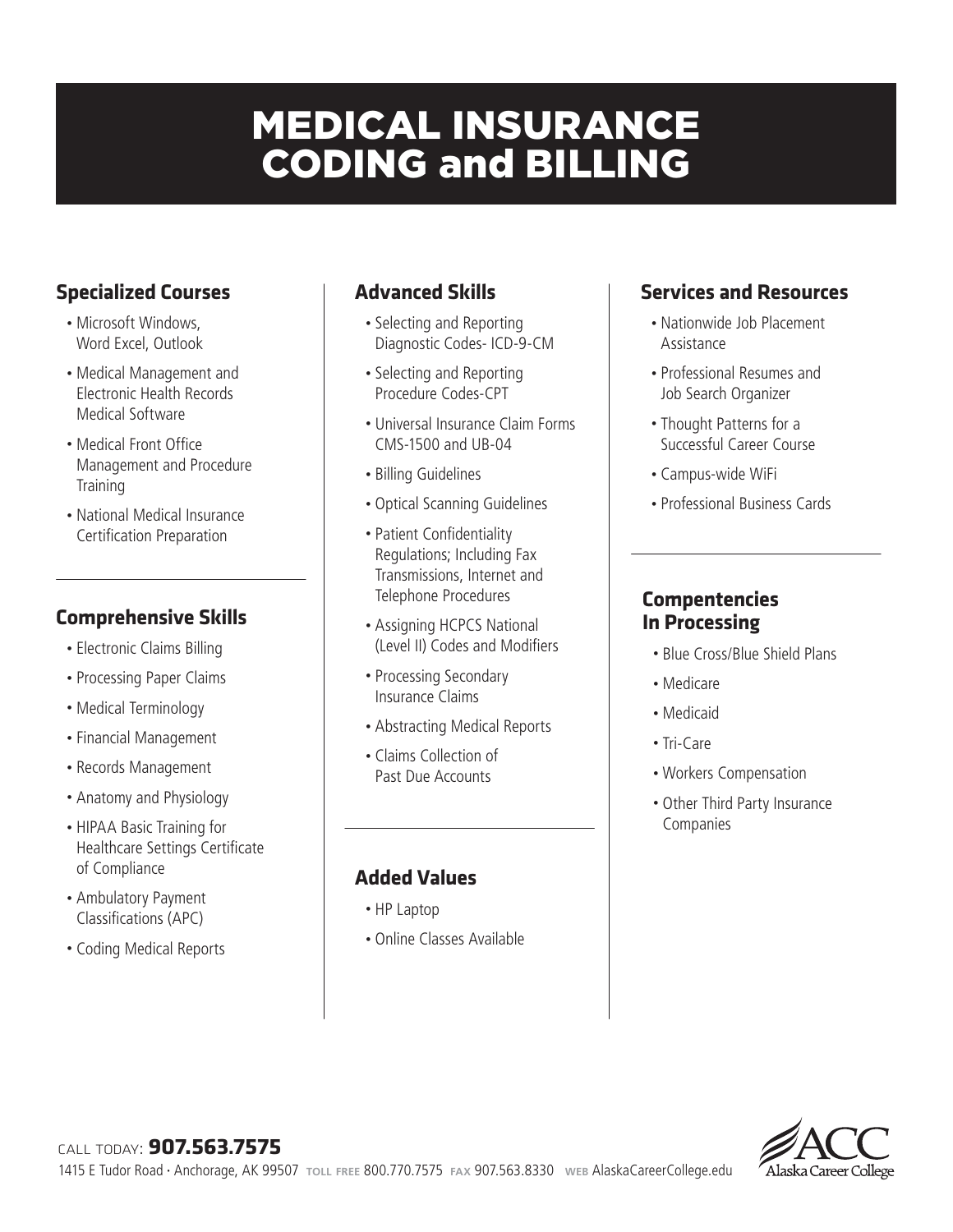# MEDICAL INSURANCE CODING and BILLING

## Specialized Courses

- Microsoft Windows, Word Excel, Outlook
- Medical Management and Electronic Health Records Medical Software
- Medical Front Office Management and Procedure Training
- National Medical Insurance Certification Preparation

## Comprehensive Skills

- Electronic Claims Billing
- Processing Paper Claims
- Medical Terminology
- Financial Management
- Records Management
- Anatomy and Physiology
- HIPAA Basic Training for Healthcare Settings Certificate of Compliance
- Ambulatory Payment Classifications (APC)
- Coding Medical Reports

## Advanced Skills

- Selecting and Reporting Diagnostic Codes- ICD-9-CM
- Selecting and Reporting Procedure Codes-CPT
- Universal Insurance Claim Forms CMS-1500 and UB-04
- Billing Guidelines
- Optical Scanning Guidelines
- Patient Confidentiality Regulations; Including Fax Transmissions, Internet and Telephone Procedures
- Assigning HCPCS National (Level II) Codes and Modifiers
- Processing Secondary Insurance Claims
- Abstracting Medical Reports
- Claims Collection of Past Due Accounts

## Added Values

- HP Laptop
- Online Classes Available

## Services and Resources

- Nationwide Job Placement Assistance
- Professional Resumes and Job Search Organizer
- Thought Patterns for a Successful Career Course
- Campus-wide WiFi
- Professional Business Cards

## Compentencies In Processing

- Blue Cross/Blue Shield Plans
- Medicare
- Medicaid
- Tri-Care
- Workers Compensation
- Other Third Party Insurance Companies

CALL TODAY: **907.563.7575**

1415 E Tudor Road · Anchorage, AK 99507 TOLL FREE 800.770.7575 FAX 907.563.8330 WEB AlaskaCareerCollege.edu

ACC Alaska Career College